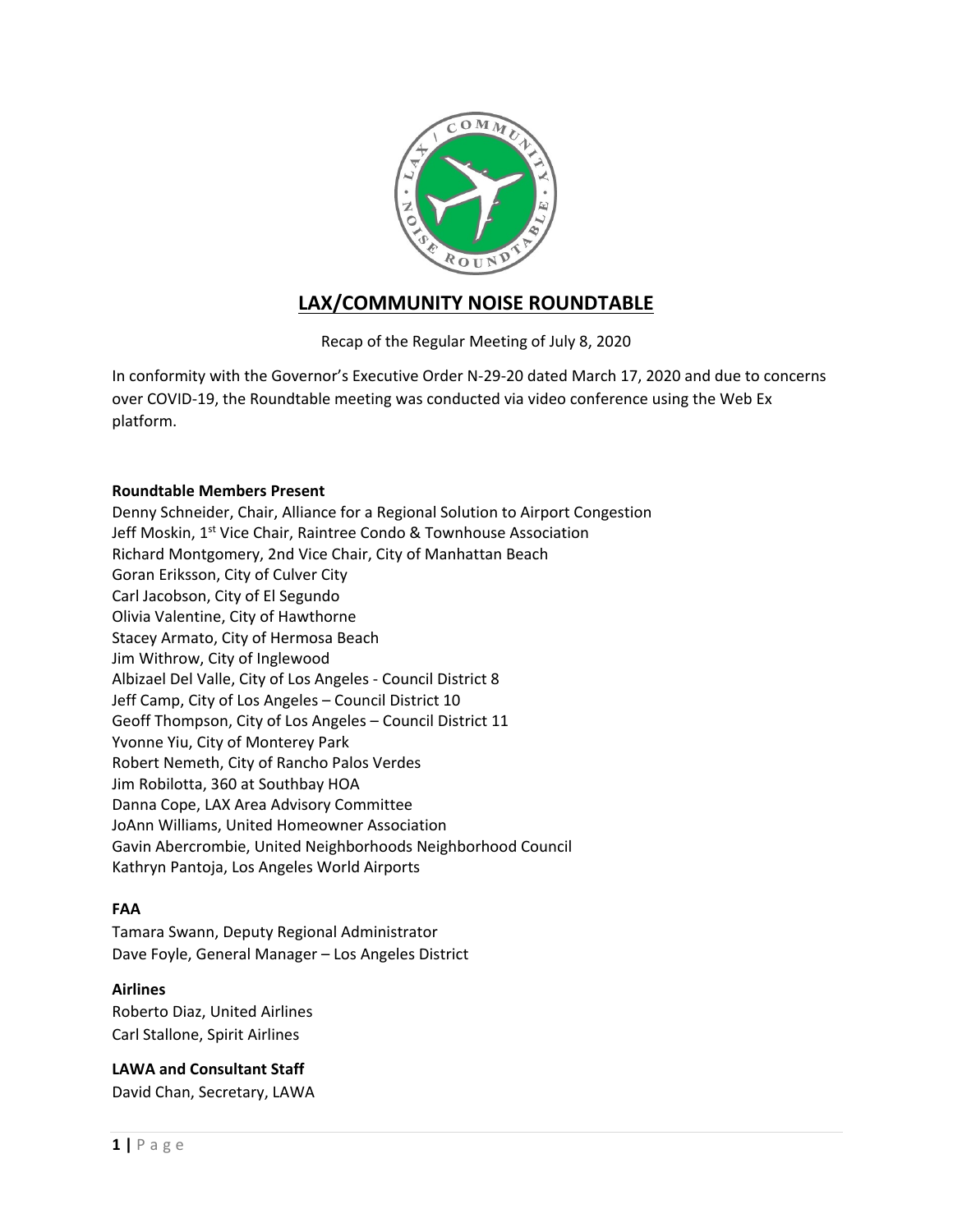# LAX/COMMUNITY NOISE ROUNDTABLE

Recap of the Regular Meeting of July 8, 2020

In conformity with the Governor's Executive Order N-29-20 dated March 17, 2020 and due to concerns over COVID-19, the Roundtable meeting was conducted via video conference using the Web Ex platform.

**Roundtable Members Present**

Denny Schneider, Chair, Alliance for a Regional Solution to Airport Congestion
Jeff Moskin, 1st Vice Chair, Raintree Condo & Townhouse Association
Richard Montgomery, 2nd Vice Chair, City of Manhattan Beach
Goran Eriksson, City of Culver City
Carl Jacobson, City of El Segundo
Olivia Valentine, City of Hawthorne
Stacey Armato, City of Hermosa Beach
Jim Withrow, City of Inglewood
Albizael Del Valle, City of Los Angeles - Council District 8
Jeff Camp, City of Los Angeles – Council District 10
Geoff Thompson, City of Los Angeles – Council District 11
Yvonne Yiu, City of Monterey Park
Robert Nemeth, City of Rancho Palos Verdes
Jim Robilotta, 360 at Southbay HOA
Danna Cope, LAX Area Advisory Committee
JoAnn Williams, United Homeowner Association
Gavin Abercrombie, United Neighborhoods Neighborhood Council
Kathryn Pantoja, Los Angeles World Airports

**FAA**

Tamara Swann, Deputy Regional Administrator
Dave Foyle, General Manager – Los Angeles District

**Airlines**

Roberto Diaz, United Airlines
Carl Stallone, Spirit Airlines

**LAWA and Consultant Staff**

David Chan, Secretary, LAWA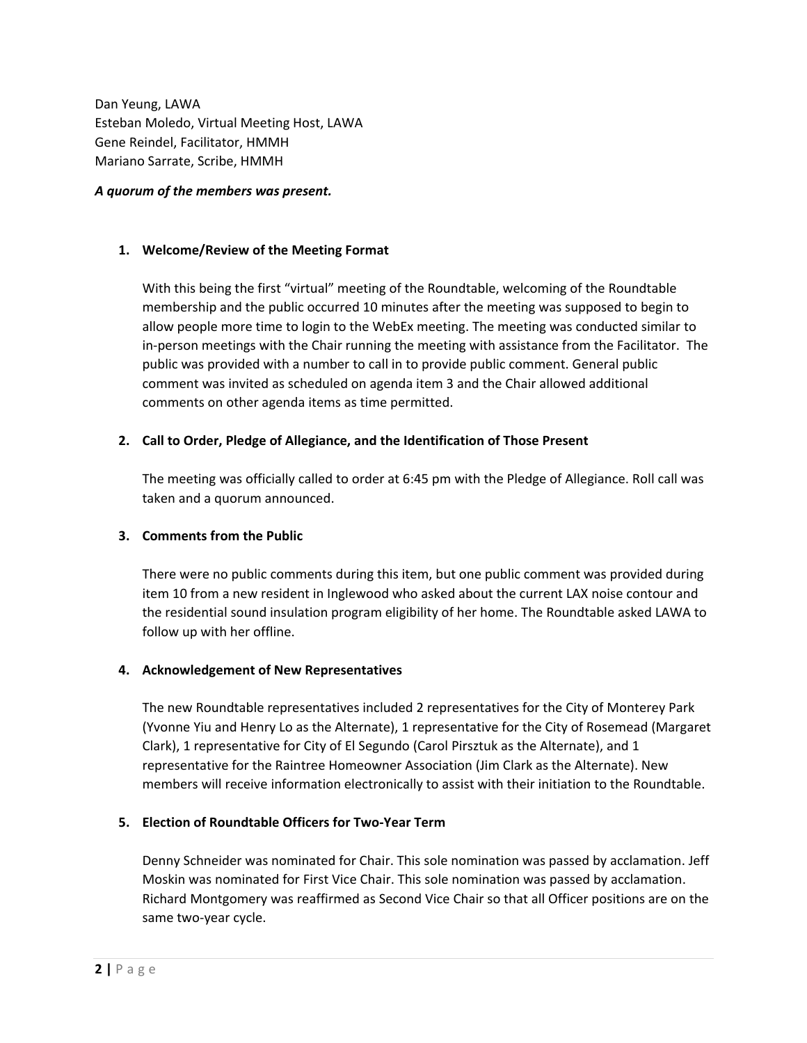Dan Yeung, LAWA
Esteban Moledo, Virtual Meeting Host, LAWA
Gene Reindel, Facilitator, HMMH
Mariano Sarrate, Scribe, HMMH

***A quorum of the members was present.***

1. **Welcome/Review of the Meeting Format**

   With this being the first "virtual" meeting of the Roundtable, welcoming of the Roundtable membership and the public occurred 10 minutes after the meeting was supposed to begin to allow people more time to login to the WebEx meeting. The meeting was conducted similar to in-person meetings with the Chair running the meeting with assistance from the Facilitator. The public was provided with a number to call in to provide public comment. General public comment was invited as scheduled on agenda item 3 and the Chair allowed additional comments on other agenda items as time permitted.

2. **Call to Order, Pledge of Allegiance, and the Identification of Those Present**

   The meeting was officially called to order at 6:45 pm with the Pledge of Allegiance. Roll call was taken and a quorum announced.

3. **Comments from the Public**

   There were no public comments during this item, but one public comment was provided during item 10 from a new resident in Inglewood who asked about the current LAX noise contour and the residential sound insulation program eligibility of her home. The Roundtable asked LAWA to follow up with her offline.

4. **Acknowledgement of New Representatives**

   The new Roundtable representatives included 2 representatives for the City of Monterey Park (Yvonne Yiu and Henry Lo as the Alternate), 1 representative for the City of Rosemead (Margaret Clark), 1 representative for City of El Segundo (Carol Pirsztuk as the Alternate), and 1 representative for the Raintree Homeowner Association (Jim Clark as the Alternate). New members will receive information electronically to assist with their initiation to the Roundtable.

5. **Election of Roundtable Officers for Two-Year Term**

   Denny Schneider was nominated for Chair. This sole nomination was passed by acclamation. Jeff Moskin was nominated for First Vice Chair. This sole nomination was passed by acclamation. Richard Montgomery was reaffirmed as Second Vice Chair so that all Officer positions are on the same two-year cycle.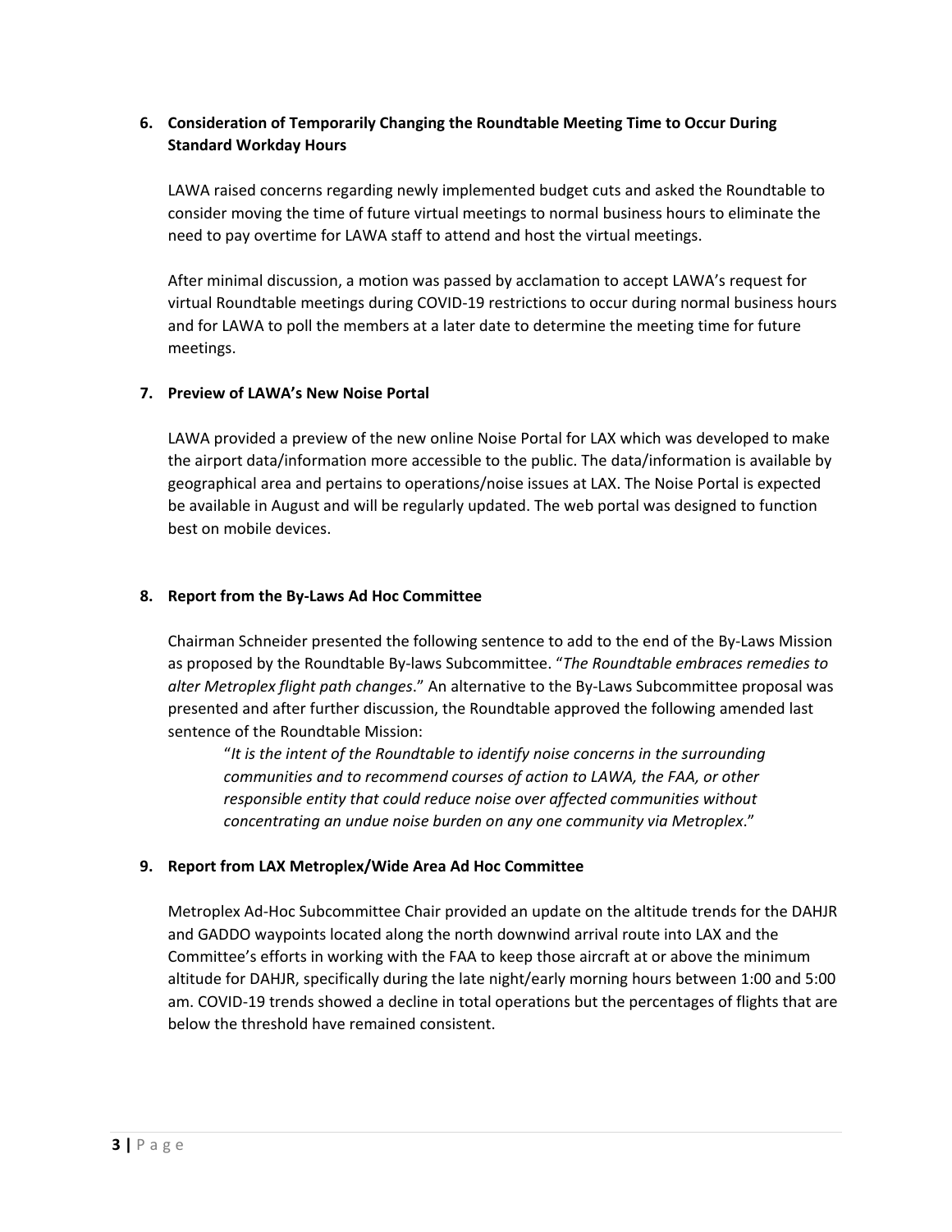**6. Consideration of Temporarily Changing the Roundtable Meeting Time to Occur During Standard Workday Hours**

LAWA raised concerns regarding newly implemented budget cuts and asked the Roundtable to consider moving the time of future virtual meetings to normal business hours to eliminate the need to pay overtime for LAWA staff to attend and host the virtual meetings.

After minimal discussion, a motion was passed by acclamation to accept LAWA's request for virtual Roundtable meetings during COVID-19 restrictions to occur during normal business hours and for LAWA to poll the members at a later date to determine the meeting time for future meetings.

**7. Preview of LAWA's New Noise Portal**

LAWA provided a preview of the new online Noise Portal for LAX which was developed to make the airport data/information more accessible to the public. The data/information is available by geographical area and pertains to operations/noise issues at LAX. The Noise Portal is expected be available in August and will be regularly updated. The web portal was designed to function best on mobile devices.

**8. Report from the By-Laws Ad Hoc Committee**

Chairman Schneider presented the following sentence to add to the end of the By-Laws Mission as proposed by the Roundtable By-laws Subcommittee. "*The Roundtable embraces remedies to alter Metroplex flight path changes*." An alternative to the By-Laws Subcommittee proposal was presented and after further discussion, the Roundtable approved the following amended last sentence of the Roundtable Mission:

> "*It is the intent of the Roundtable to identify noise concerns in the surrounding communities and to recommend courses of action to LAWA, the FAA, or other responsible entity that could reduce noise over affected communities without concentrating an undue noise burden on any one community via Metroplex.*"

**9. Report from LAX Metroplex/Wide Area Ad Hoc Committee**

Metroplex Ad-Hoc Subcommittee Chair provided an update on the altitude trends for the DAHJR and GADDO waypoints located along the north downwind arrival route into LAX and the Committee's efforts in working with the FAA to keep those aircraft at or above the minimum altitude for DAHJR, specifically during the late night/early morning hours between 1:00 and 5:00 am. COVID-19 trends showed a decline in total operations but the percentages of flights that are below the threshold have remained consistent.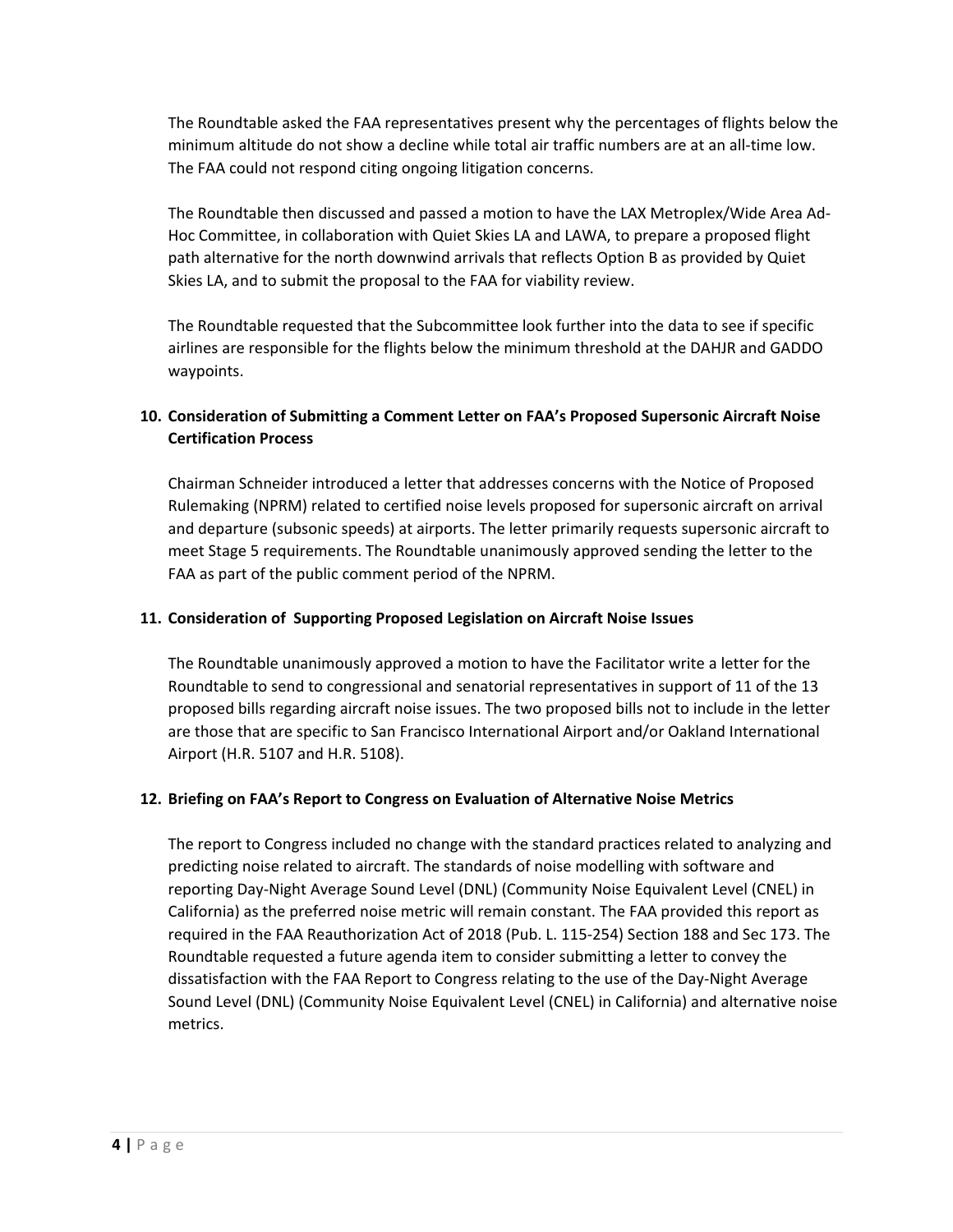The Roundtable asked the FAA representatives present why the percentages of flights below the minimum altitude do not show a decline while total air traffic numbers are at an all-time low. The FAA could not respond citing ongoing litigation concerns.

The Roundtable then discussed and passed a motion to have the LAX Metroplex/Wide Area Ad-Hoc Committee, in collaboration with Quiet Skies LA and LAWA, to prepare a proposed flight path alternative for the north downwind arrivals that reflects Option B as provided by Quiet Skies LA, and to submit the proposal to the FAA for viability review.

The Roundtable requested that the Subcommittee look further into the data to see if specific airlines are responsible for the flights below the minimum threshold at the DAHJR and GADDO waypoints.

**10. Consideration of Submitting a Comment Letter on FAA's Proposed Supersonic Aircraft Noise Certification Process**

Chairman Schneider introduced a letter that addresses concerns with the Notice of Proposed Rulemaking (NPRM) related to certified noise levels proposed for supersonic aircraft on arrival and departure (subsonic speeds) at airports. The letter primarily requests supersonic aircraft to meet Stage 5 requirements. The Roundtable unanimously approved sending the letter to the FAA as part of the public comment period of the NPRM.

**11. Consideration of Supporting Proposed Legislation on Aircraft Noise Issues**

The Roundtable unanimously approved a motion to have the Facilitator write a letter for the Roundtable to send to congressional and senatorial representatives in support of 11 of the 13 proposed bills regarding aircraft noise issues. The two proposed bills not to include in the letter are those that are specific to San Francisco International Airport and/or Oakland International Airport (H.R. 5107 and H.R. 5108).

**12. Briefing on FAA's Report to Congress on Evaluation of Alternative Noise Metrics**

The report to Congress included no change with the standard practices related to analyzing and predicting noise related to aircraft. The standards of noise modelling with software and reporting Day-Night Average Sound Level (DNL) (Community Noise Equivalent Level (CNEL) in California) as the preferred noise metric will remain constant. The FAA provided this report as required in the FAA Reauthorization Act of 2018 (Pub. L. 115-254) Section 188 and Sec 173. The Roundtable requested a future agenda item to consider submitting a letter to convey the dissatisfaction with the FAA Report to Congress relating to the use of the Day-Night Average Sound Level (DNL) (Community Noise Equivalent Level (CNEL) in California) and alternative noise metrics.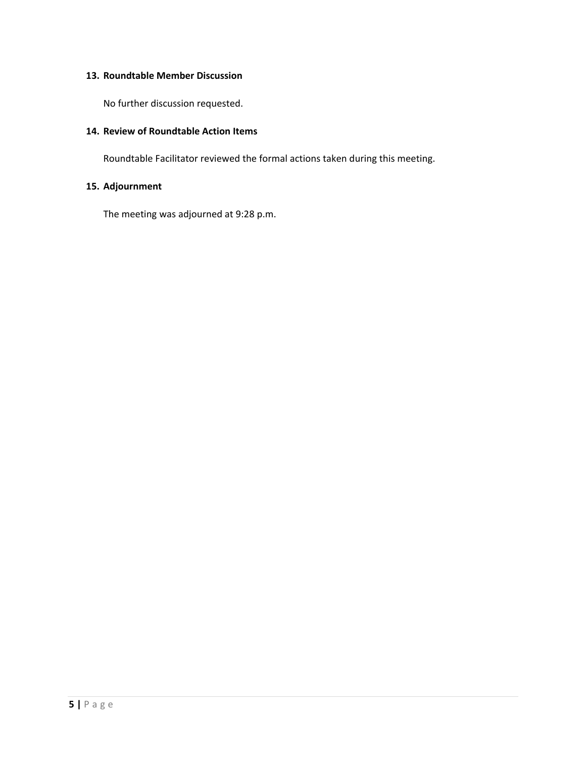### 13. Roundtable Member Discussion

No further discussion requested.

### 14. Review of Roundtable Action Items

Roundtable Facilitator reviewed the formal actions taken during this meeting.

### 15. Adjournment

The meeting was adjourned at 9:28 p.m.